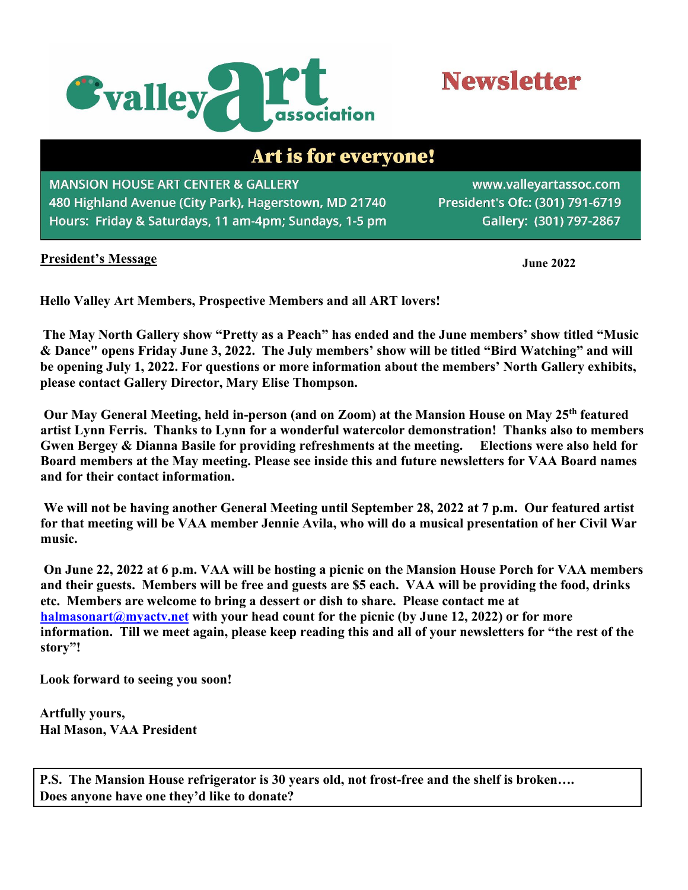# valley art association

# Newsletter

## Art is for everyone!

MANSION HOUSE ART CENTER & GALLERY
480 Highland Avenue (City Park), Hagerstown, MD 21740
Hours: Friday & Saturdays, 11 am-4pm; Sundays, 1-5 pm

www.valleyartassoc.com
President's Ofc: (301) 791-6719
Gallery: (301) 797-2867

**President's Message**

**June 2022**

**Hello Valley Art Members, Prospective Members and all ART lovers!**

**The May North Gallery show "Pretty as a Peach" has ended and the June members' show titled "Music & Dance" opens Friday June 3, 2022. The July members' show will be titled "Bird Watching" and will be opening July 1, 2022. For questions or more information about the members' North Gallery exhibits, please contact Gallery Director, Mary Elise Thompson.**

**Our May General Meeting, held in-person (and on Zoom) at the Mansion House on May 25th featured artist Lynn Ferris. Thanks to Lynn for a wonderful watercolor demonstration! Thanks also to members Gwen Bergey & Dianna Basile for providing refreshments at the meeting. Elections were also held for Board members at the May meeting. Please see inside this and future newsletters for VAA Board names and for their contact information.**

**We will not be having another General Meeting until September 28, 2022 at 7 p.m. Our featured artist for that meeting will be VAA member Jennie Avila, who will do a musical presentation of her Civil War music.**

**On June 22, 2022 at 6 p.m. VAA will be hosting a picnic on the Mansion House Porch for VAA members and their guests. Members will be free and guests are $5 each. VAA will be providing the food, drinks etc. Members are welcome to bring a dessert or dish to share. Please contact me at halmasonart@myactv.net with your head count for the picnic (by June 12, 2022) or for more information. Till we meet again, please keep reading this and all of your newsletters for "the rest of the story"!**

**Look forward to seeing you soon!**

**Artfully yours,**
**Hal Mason, VAA President**

**P.S. The Mansion House refrigerator is 30 years old, not frost-free and the shelf is broken…. Does anyone have one they'd like to donate?**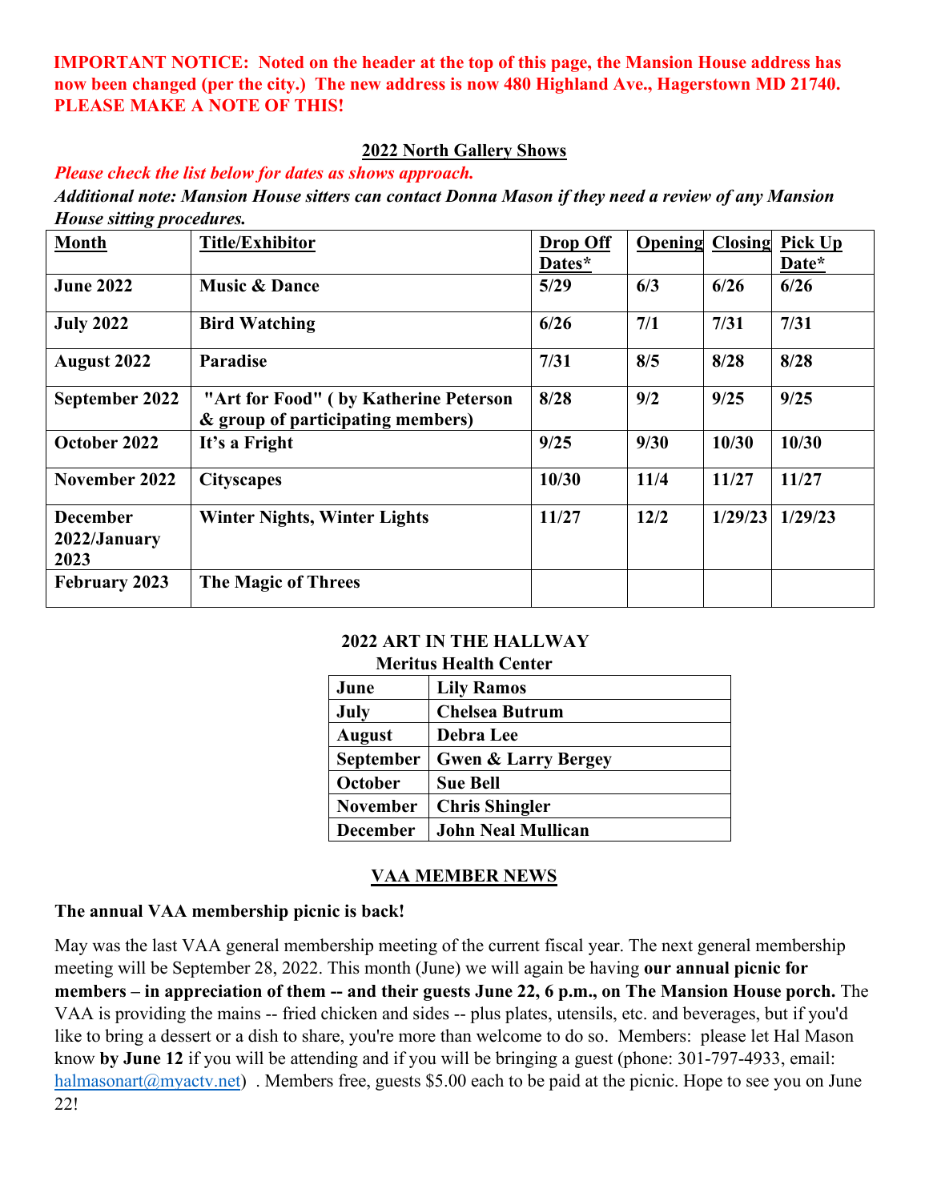**IMPORTANT NOTICE: Noted on the header at the top of this page, the Mansion House address has now been changed (per the city.) The new address is now 480 Highland Ave., Hagerstown MD 21740. PLEASE MAKE A NOTE OF THIS!**

## 2022 North Gallery Shows

***Please check the list below for dates as shows approach.***

***Additional note: Mansion House sitters can contact Donna Mason if they need a review of any Mansion House sitting procedures.***

| Month | Title/Exhibitor | Drop Off Dates* | Opening | Closing | Pick Up Date* |
|---|---|---|---|---|---|
| **June 2022** | **Music & Dance** | **5/29** | **6/3** | **6/26** | **6/26** |
| **July 2022** | **Bird Watching** | **6/26** | **7/1** | **7/31** | **7/31** |
| **August 2022** | **Paradise** | **7/31** | **8/5** | **8/28** | **8/28** |
| **September 2022** | **"Art for Food" ( by Katherine Peterson & group of participating members)** | **8/28** | **9/2** | **9/25** | **9/25** |
| **October 2022** | **It's a Fright** | **9/25** | **9/30** | **10/30** | **10/30** |
| **November 2022** | **Cityscapes** | **10/30** | **11/4** | **11/27** | **11/27** |
| **December 2022/January 2023** | **Winter Nights, Winter Lights** | **11/27** | **12/2** | **1/29/23** | **1/29/23** |
| **February 2023** | **The Magic of Threes** | | | | |

## 2022 ART IN THE HALLWAY
### Meritus Health Center

| Month | Artist |
|---|---|
| **June** | **Lily Ramos** |
| **July** | **Chelsea Butrum** |
| **August** | **Debra Lee** |
| **September** | **Gwen & Larry Bergey** |
| **October** | **Sue Bell** |
| **November** | **Chris Shingler** |
| **December** | **John Neal Mullican** |

## VAA MEMBER NEWS

**The annual VAA membership picnic is back!**

May was the last VAA general membership meeting of the current fiscal year. The next general membership meeting will be September 28, 2022. This month (June) we will again be having **our annual picnic for members – in appreciation of them -- and their guests June 22, 6 p.m., on The Mansion House porch.** The VAA is providing the mains -- fried chicken and sides -- plus plates, utensils, etc. and beverages, but if you'd like to bring a dessert or a dish to share, you're more than welcome to do so. Members: please let Hal Mason know **by June 12** if you will be attending and if you will be bringing a guest (phone: 301-797-4933, email: halmasonart@myactv.net) . Members free, guests $5.00 each to be paid at the picnic. Hope to see you on June 22!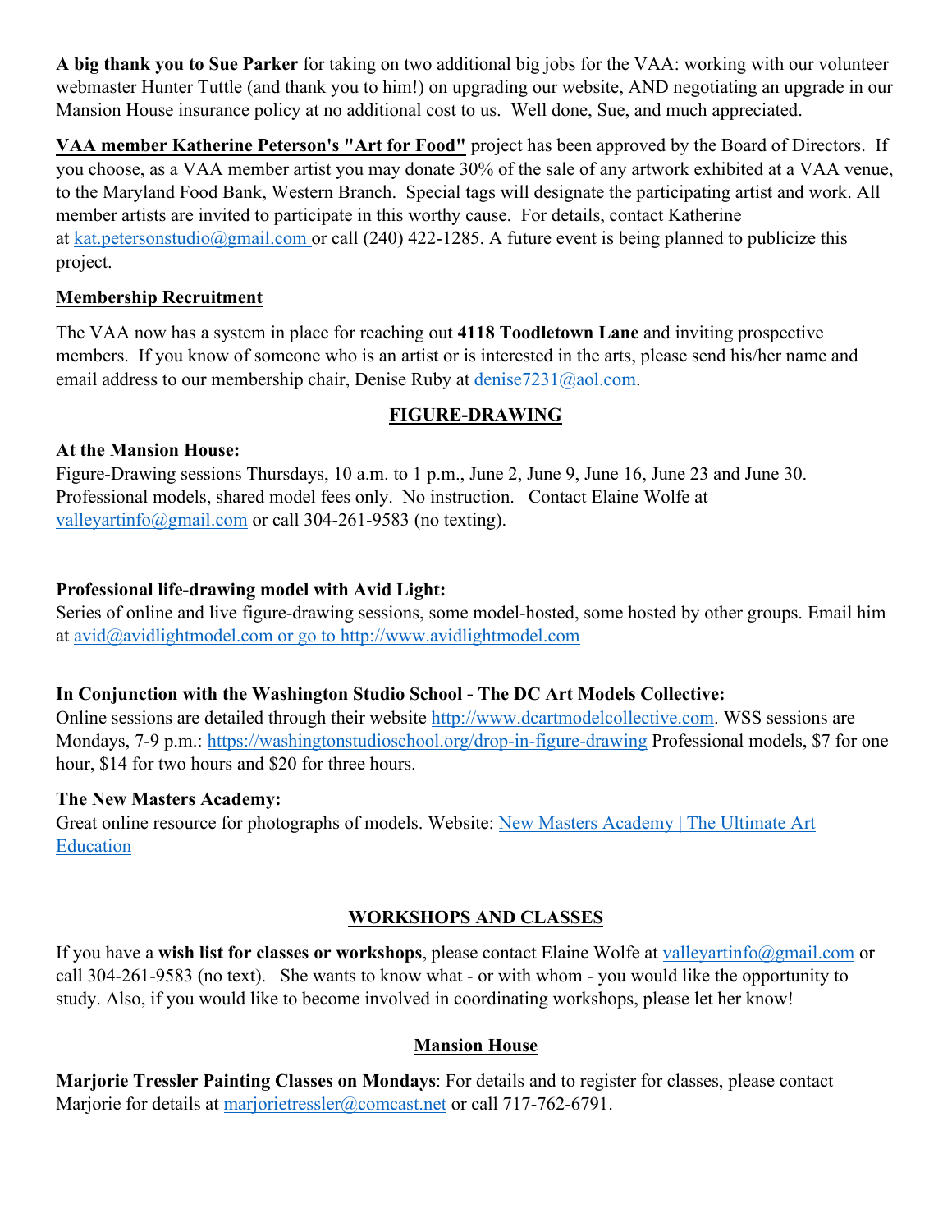**A big thank you to Sue Parker** for taking on two additional big jobs for the VAA: working with our volunteer webmaster Hunter Tuttle (and thank you to him!) on upgrading our website, AND negotiating an upgrade in our Mansion House insurance policy at no additional cost to us. Well done, Sue, and much appreciated.

**VAA member Katherine Peterson's "Art for Food"** project has been approved by the Board of Directors. If you choose, as a VAA member artist you may donate 30% of the sale of any artwork exhibited at a VAA venue, to the Maryland Food Bank, Western Branch. Special tags will designate the participating artist and work. All member artists are invited to participate in this worthy cause. For details, contact Katherine at kat.petersonstudio@gmail.com or call (240) 422-1285. A future event is being planned to publicize this project.

**Membership Recruitment**

The VAA now has a system in place for reaching out **4118 Toodletown Lane** and inviting prospective members. If you know of someone who is an artist or is interested in the arts, please send his/her name and email address to our membership chair, Denise Ruby at denise7231@aol.com.

## FIGURE-DRAWING

**At the Mansion House:**
Figure-Drawing sessions Thursdays, 10 a.m. to 1 p.m., June 2, June 9, June 16, June 23 and June 30. Professional models, shared model fees only. No instruction. Contact Elaine Wolfe at valleyartinfo@gmail.com or call 304-261-9583 (no texting).

**Professional life-drawing model with Avid Light:**
Series of online and live figure-drawing sessions, some model-hosted, some hosted by other groups. Email him at avid@avidlightmodel.com or go to http://www.avidlightmodel.com

**In Conjunction with the Washington Studio School - The DC Art Models Collective:**
Online sessions are detailed through their website http://www.dcartmodelcollective.com. WSS sessions are Mondays, 7-9 p.m.: https://washingtonstudioschool.org/drop-in-figure-drawing Professional models, $7 for one hour, $14 for two hours and $20 for three hours.

**The New Masters Academy:**
Great online resource for photographs of models. Website: New Masters Academy | The Ultimate Art Education

## WORKSHOPS AND CLASSES

If you have a **wish list for classes or workshops**, please contact Elaine Wolfe at valleyartinfo@gmail.com or call 304-261-9583 (no text). She wants to know what - or with whom - you would like the opportunity to study. Also, if you would like to become involved in coordinating workshops, please let her know!

## Mansion House

**Marjorie Tressler Painting Classes on Mondays**: For details and to register for classes, please contact Marjorie for details at marjorietressler@comcast.net or call 717-762-6791.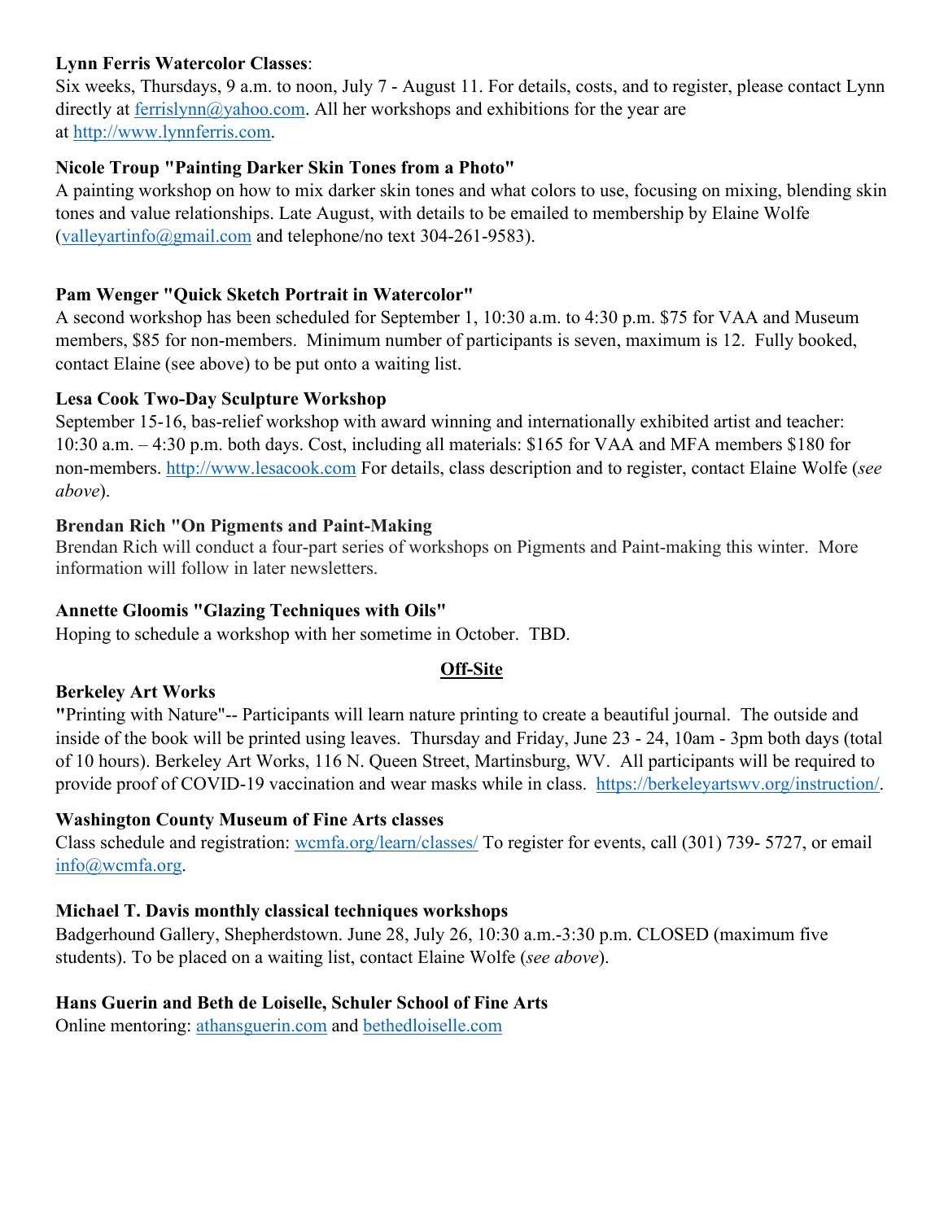**Lynn Ferris Watercolor Classes**:
Six weeks, Thursdays, 9 a.m. to noon, July 7 - August 11. For details, costs, and to register, please contact Lynn directly at ferrislynn@yahoo.com. All her workshops and exhibitions for the year are at http://www.lynnferris.com.

**Nicole Troup "Painting Darker Skin Tones from a Photo"**
A painting workshop on how to mix darker skin tones and what colors to use, focusing on mixing, blending skin tones and value relationships. Late August, with details to be emailed to membership by Elaine Wolfe (valleyartinfo@gmail.com and telephone/no text 304-261-9583).

**Pam Wenger "Quick Sketch Portrait in Watercolor"**
A second workshop has been scheduled for September 1, 10:30 a.m. to 4:30 p.m. $75 for VAA and Museum members, $85 for non-members. Minimum number of participants is seven, maximum is 12. Fully booked, contact Elaine (see above) to be put onto a waiting list.

**Lesa Cook Two-Day Sculpture Workshop**
September 15-16, bas-relief workshop with award winning and internationally exhibited artist and teacher: 10:30 a.m. – 4:30 p.m. both days. Cost, including all materials: $165 for VAA and MFA members $180 for non-members. http://www.lesacook.com For details, class description and to register, contact Elaine Wolfe (*see above*).

**Brendan Rich "On Pigments and Paint-Making**
Brendan Rich will conduct a four-part series of workshops on Pigments and Paint-making this winter. More information will follow in later newsletters.

**Annette Gloomis "Glazing Techniques with Oils"**
Hoping to schedule a workshop with her sometime in October. TBD.

## Off-Site

**Berkeley Art Works**
**"**Printing with Nature"-- Participants will learn nature printing to create a beautiful journal. The outside and inside of the book will be printed using leaves. Thursday and Friday, June 23 - 24, 10am - 3pm both days (total of 10 hours). Berkeley Art Works, 116 N. Queen Street, Martinsburg, WV. All participants will be required to provide proof of COVID-19 vaccination and wear masks while in class. https://berkeleyartswv.org/instruction/.

**Washington County Museum of Fine Arts classes**
Class schedule and registration: wcmfa.org/learn/classes/ To register for events, call (301) 739- 5727, or email info@wcmfa.org.

**Michael T. Davis monthly classical techniques workshops**
Badgerhound Gallery, Shepherdstown. June 28, July 26, 10:30 a.m.-3:30 p.m. CLOSED (maximum five students). To be placed on a waiting list, contact Elaine Wolfe (*see above*).

**Hans Guerin and Beth de Loiselle, Schuler School of Fine Arts**
Online mentoring: athansguerin.com and bethedloiselle.com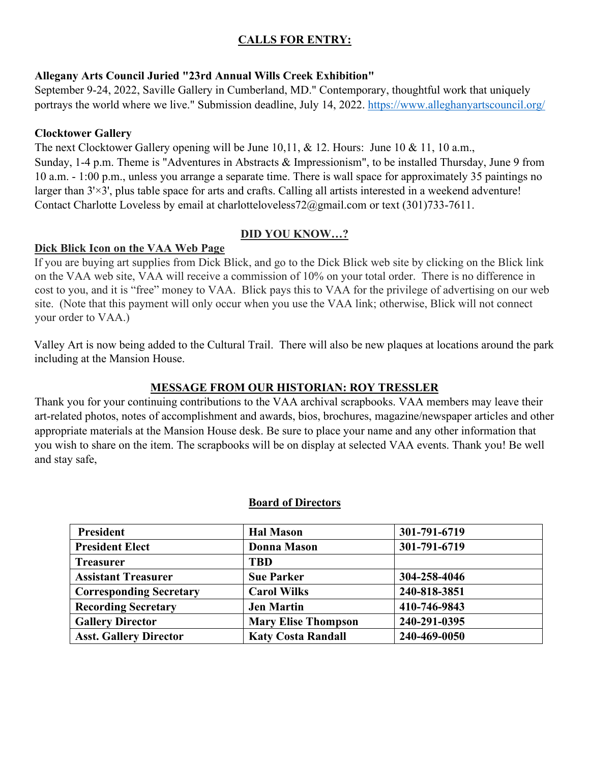## CALLS FOR ENTRY:

**Allegany Arts Council Juried "23rd Annual Wills Creek Exhibition"**
September 9-24, 2022, Saville Gallery in Cumberland, MD." Contemporary, thoughtful work that uniquely portrays the world where we live." Submission deadline, July 14, 2022. [https://www.alleghanyartscouncil.org/](https://www.alleghanyartscouncil.org/)

**Clocktower Gallery**
The next Clocktower Gallery opening will be June 10,11, & 12. Hours: June 10 & 11, 10 a.m., Sunday, 1-4 p.m. Theme is "Adventures in Abstracts & Impressionism", to be installed Thursday, June 9 from 10 a.m. - 1:00 p.m., unless you arrange a separate time. There is wall space for approximately 35 paintings no larger than 3'×3', plus table space for arts and crafts. Calling all artists interested in a weekend adventure! Contact Charlotte Loveless by email at charlotteloveless72@gmail.com or text (301)733-7611.

## DID YOU KNOW…?

**Dick Blick Icon on the VAA Web Page**
If you are buying art supplies from Dick Blick, and go to the Dick Blick web site by clicking on the Blick link on the VAA web site, VAA will receive a commission of 10% on your total order. There is no difference in cost to you, and it is "free" money to VAA. Blick pays this to VAA for the privilege of advertising on our web site. (Note that this payment will only occur when you use the VAA link; otherwise, Blick will not connect your order to VAA.)

Valley Art is now being added to the Cultural Trail. There will also be new plaques at locations around the park including at the Mansion House.

## MESSAGE FROM OUR HISTORIAN: ROY TRESSLER

Thank you for your continuing contributions to the VAA archival scrapbooks. VAA members may leave their art-related photos, notes of accomplishment and awards, bios, brochures, magazine/newspaper articles and other appropriate materials at the Mansion House desk. Be sure to place your name and any other information that you wish to share on the item. The scrapbooks will be on display at selected VAA events. Thank you! Be well and stay safe,

## Board of Directors

| President | Hal Mason | 301-791-6719 |
|---|---|---|
| President Elect | Donna Mason | 301-791-6719 |
| Treasurer | TBD | |
| Assistant Treasurer | Sue Parker | 304-258-4046 |
| Corresponding Secretary | Carol Wilks | 240-818-3851 |
| Recording Secretary | Jen Martin | 410-746-9843 |
| Gallery Director | Mary Elise Thompson | 240-291-0395 |
| Asst. Gallery Director | Katy Costa Randall | 240-469-0050 |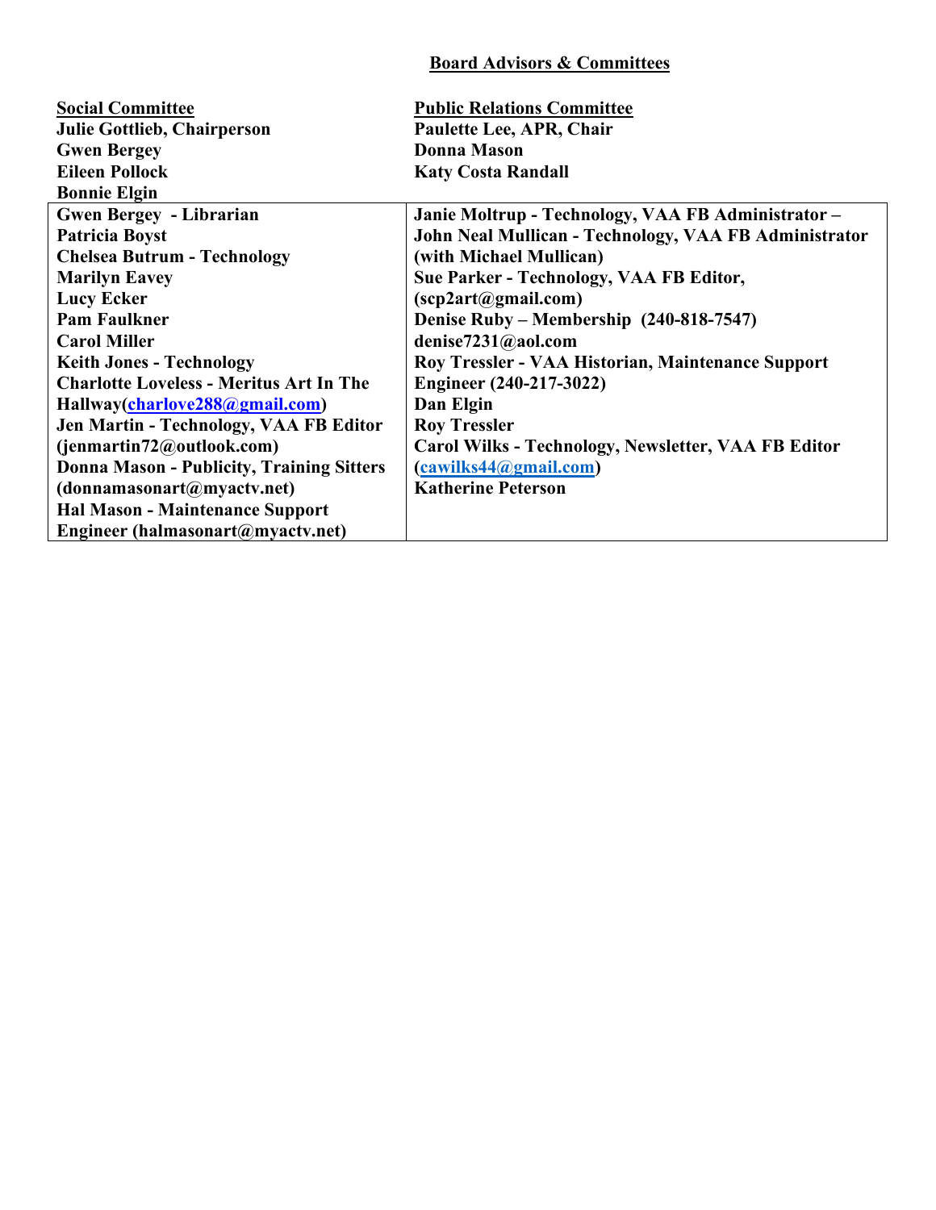## Board Advisors & Committees

| **Social Committee** | **Public Relations Committee** |
| --- | --- |
| **Julie Gottlieb, Chairperson** | **Paulette Lee, APR, Chair** |
| **Gwen Bergey** | **Donna Mason** |
| **Eileen Pollock** | **Katy Costa Randall** |
| **Bonnie Elgin** | |

| | |
| --- | --- |
| **Gwen Bergey - Librarian** | **Janie Moltrup - Technology, VAA FB Administrator –** |
| **Patricia Boyst** | **John Neal Mullican - Technology, VAA FB Administrator (with Michael Mullican)** |
| **Chelsea Butrum - Technology** | **Sue Parker - Technology, VAA FB Editor, (scp2art@gmail.com)** |
| **Marilyn Eavey** | **Denise Ruby – Membership (240-818-7547) denise7231@aol.com** |
| **Lucy Ecker** | **Roy Tressler - VAA Historian, Maintenance Support Engineer (240-217-3022)** |
| **Pam Faulkner** | **Dan Elgin** |
| **Carol Miller** | **Roy Tressler** |
| **Keith Jones - Technology** | **Carol Wilks - Technology, Newsletter, VAA FB Editor (cawilks44@gmail.com)** |
| **Charlotte Loveless - Meritus Art In The Hallway(charlove288@gmail.com)** | **Katherine Peterson** |
| **Jen Martin - Technology, VAA FB Editor (jenmartin72@outlook.com)** | |
| **Donna Mason - Publicity, Training Sitters (donnamasonart@myactv.net)** | |
| **Hal Mason - Maintenance Support Engineer (halmasonart@myactv.net)** | |